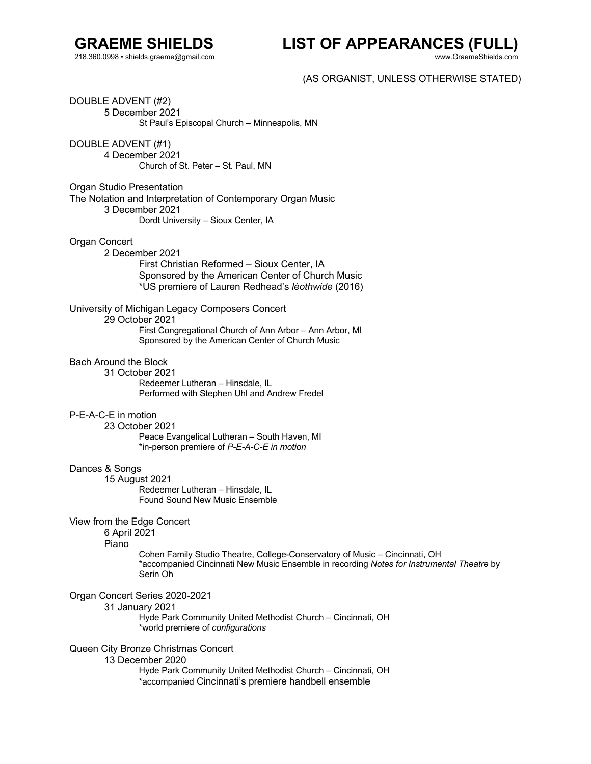# GRAEME SHIELDS

218.360.0998 • shields.graeme@gmail.com

# LIST OF APPEARANCES (FULL)

www.GraemeShields.com

(AS ORGANIST, UNLESS OTHERWISE STATED)

DOUBLE ADVENT (#2)
5 December 2021
St Paul's Episcopal Church – Minneapolis, MN

DOUBLE ADVENT (#1)
4 December 2021
Church of St. Peter – St. Paul, MN

Organ Studio Presentation
The Notation and Interpretation of Contemporary Organ Music
3 December 2021
Dordt University – Sioux Center, IA

Organ Concert
2 December 2021
First Christian Reformed – Sioux Center, IA
Sponsored by the American Center of Church Music
*US premiere of Lauren Redhead's *léothwide* (2016)

University of Michigan Legacy Composers Concert
29 October 2021
First Congregational Church of Ann Arbor – Ann Arbor, MI
Sponsored by the American Center of Church Music

Bach Around the Block
31 October 2021
Redeemer Lutheran – Hinsdale, IL
Performed with Stephen Uhl and Andrew Fredel

P-E-A-C-E in motion
23 October 2021
Peace Evangelical Lutheran – South Haven, MI
*in-person premiere of *P-E-A-C-E in motion*

Dances & Songs
15 August 2021
Redeemer Lutheran – Hinsdale, IL
Found Sound New Music Ensemble

View from the Edge Concert
6 April 2021
Piano
Cohen Family Studio Theatre, College-Conservatory of Music – Cincinnati, OH
*accompanied Cincinnati New Music Ensemble in recording *Notes for Instrumental Theatre* by Serin Oh

Organ Concert Series 2020-2021
31 January 2021
Hyde Park Community United Methodist Church – Cincinnati, OH
*world premiere of *configurations*

Queen City Bronze Christmas Concert
13 December 2020
Hyde Park Community United Methodist Church – Cincinnati, OH
*accompanied Cincinnati's premiere handbell ensemble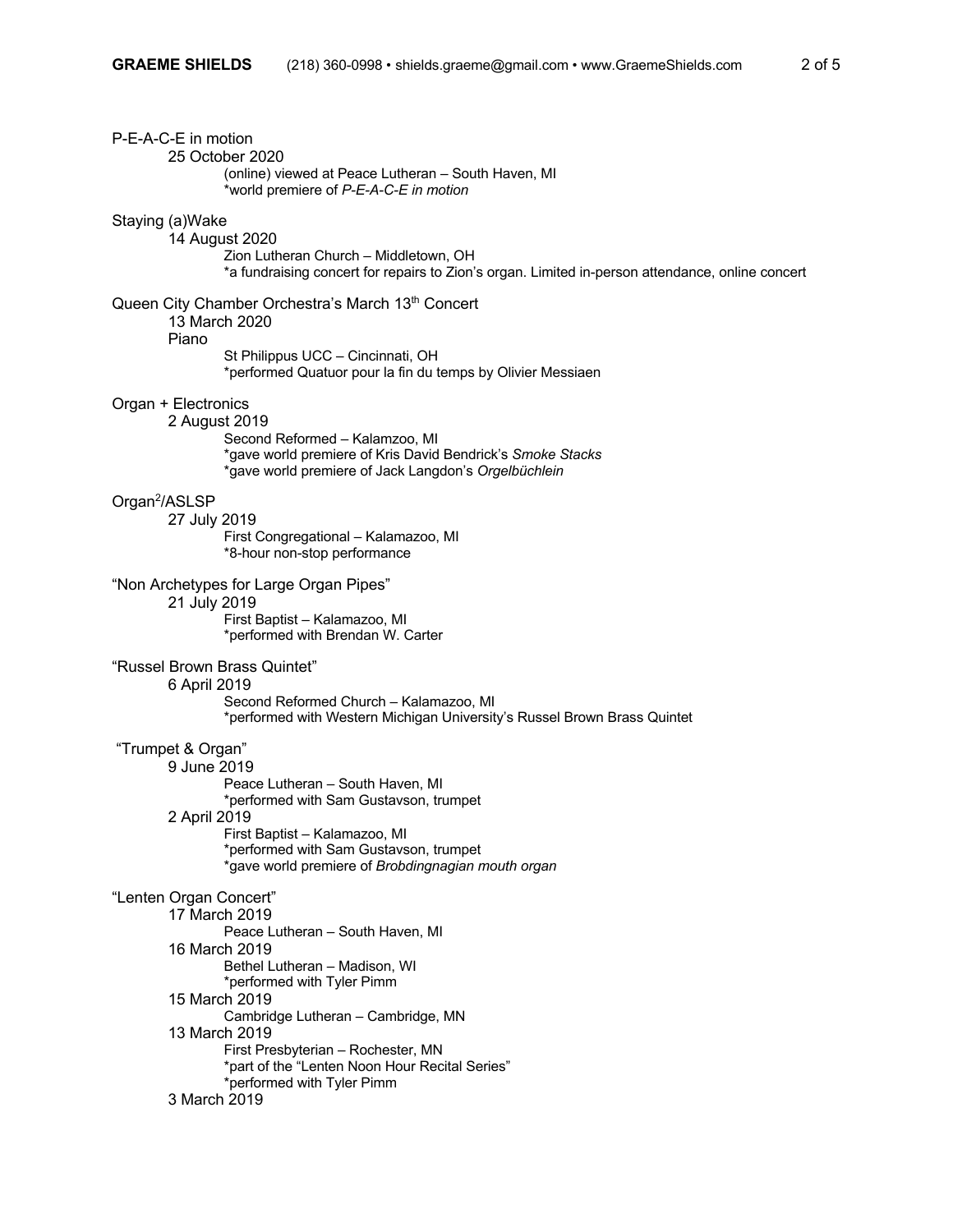P-E-A-C-E in motion

25 October 2020

(online) viewed at Peace Lutheran – South Haven, MI

*world premiere of *P-E-A-C-E in motion*

Staying (a)Wake

14 August 2020

Zion Lutheran Church – Middletown, OH

*a fundraising concert for repairs to Zion's organ. Limited in-person attendance, online concert

Queen City Chamber Orchestra's March 13th Concert

13 March 2020

Piano

St Philippus UCC – Cincinnati, OH

*performed Quatuor pour la fin du temps by Olivier Messiaen

Organ + Electronics

2 August 2019

Second Reformed – Kalamzoo, MI

*gave world premiere of Kris David Bendrick's *Smoke Stacks*

*gave world premiere of Jack Langdon's *Orgelbüchlein*

Organ$^2$/ASLSP

27 July 2019

First Congregational – Kalamazoo, MI

*8-hour non-stop performance

"Non Archetypes for Large Organ Pipes"

21 July 2019

First Baptist – Kalamazoo, MI

*performed with Brendan W. Carter

"Russel Brown Brass Quintet"

6 April 2019

Second Reformed Church – Kalamazoo, MI

*performed with Western Michigan University's Russel Brown Brass Quintet

"Trumpet & Organ"

9 June 2019

Peace Lutheran – South Haven, MI

*performed with Sam Gustavson, trumpet

2 April 2019

First Baptist – Kalamazoo, MI

*performed with Sam Gustavson, trumpet

*gave world premiere of *Brobdingnagian mouth organ*

"Lenten Organ Concert"

17 March 2019

Peace Lutheran – South Haven, MI

16 March 2019

Bethel Lutheran – Madison, WI

*performed with Tyler Pimm

15 March 2019

Cambridge Lutheran – Cambridge, MN

13 March 2019

First Presbyterian – Rochester, MN

*part of the "Lenten Noon Hour Recital Series"

*performed with Tyler Pimm

3 March 2019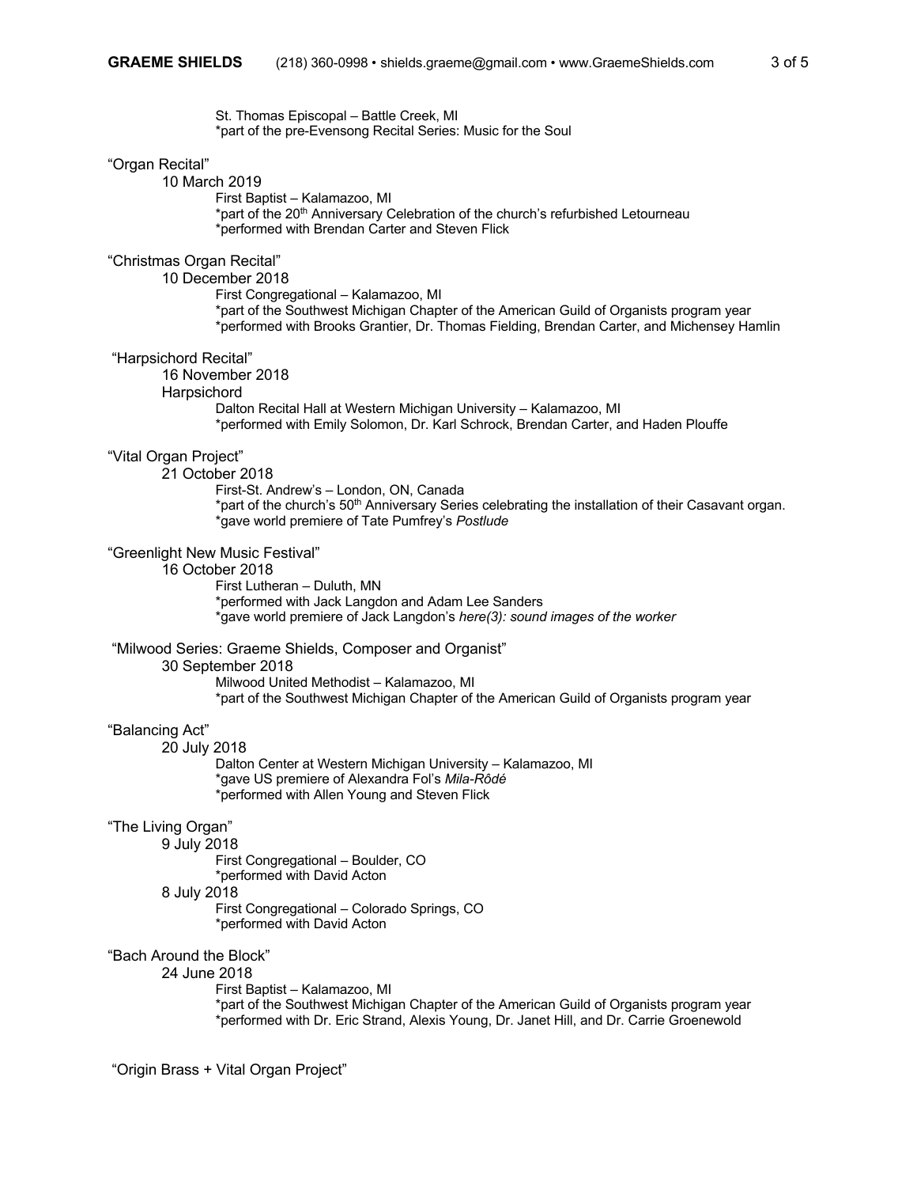St. Thomas Episcopal – Battle Creek, MI
*part of the pre-Evensong Recital Series: Music for the Soul

"Organ Recital"

10 March 2019

First Baptist – Kalamazoo, MI
*part of the 20th Anniversary Celebration of the church's refurbished Letourneau
*performed with Brendan Carter and Steven Flick

"Christmas Organ Recital"

10 December 2018

First Congregational – Kalamazoo, MI
*part of the Southwest Michigan Chapter of the American Guild of Organists program year
*performed with Brooks Grantier, Dr. Thomas Fielding, Brendan Carter, and Michensey Hamlin

"Harpsichord Recital"

16 November 2018

Harpsichord

Dalton Recital Hall at Western Michigan University – Kalamazoo, MI
*performed with Emily Solomon, Dr. Karl Schrock, Brendan Carter, and Haden Plouffe

"Vital Organ Project"

21 October 2018

First-St. Andrew's – London, ON, Canada
*part of the church's 50th Anniversary Series celebrating the installation of their Casavant organ.
*gave world premiere of Tate Pumfrey's *Postlude*

"Greenlight New Music Festival"

16 October 2018

First Lutheran – Duluth, MN
*performed with Jack Langdon and Adam Lee Sanders
*gave world premiere of Jack Langdon's *here(3): sound images of the worker*

"Milwood Series: Graeme Shields, Composer and Organist"

30 September 2018

Milwood United Methodist – Kalamazoo, MI
*part of the Southwest Michigan Chapter of the American Guild of Organists program year

"Balancing Act"

20 July 2018

Dalton Center at Western Michigan University – Kalamazoo, MI
*gave US premiere of Alexandra Fol's *Mila-Rôdé*
*performed with Allen Young and Steven Flick

"The Living Organ"

9 July 2018

First Congregational – Boulder, CO
*performed with David Acton

8 July 2018

First Congregational – Colorado Springs, CO
*performed with David Acton

"Bach Around the Block"

24 June 2018

First Baptist – Kalamazoo, MI
*part of the Southwest Michigan Chapter of the American Guild of Organists program year
*performed with Dr. Eric Strand, Alexis Young, Dr. Janet Hill, and Dr. Carrie Groenewold

"Origin Brass + Vital Organ Project"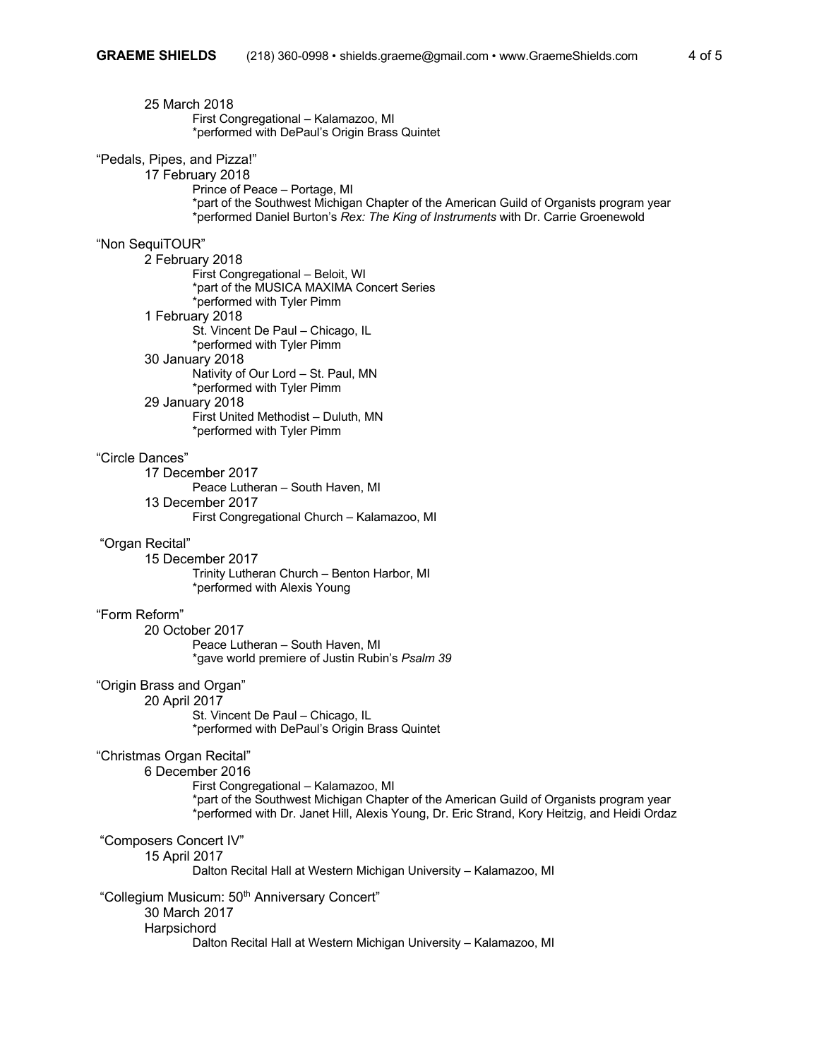25 March 2018

First Congregational – Kalamazoo, MI

*performed with DePaul's Origin Brass Quintet

"Pedals, Pipes, and Pizza!"

17 February 2018

Prince of Peace – Portage, MI

*part of the Southwest Michigan Chapter of the American Guild of Organists program year

*performed Daniel Burton's *Rex: The King of Instruments* with Dr. Carrie Groenewold

"Non SequiTOUR"

2 February 2018

First Congregational – Beloit, WI

*part of the MUSICA MAXIMA Concert Series

*performed with Tyler Pimm

1 February 2018

St. Vincent De Paul – Chicago, IL

*performed with Tyler Pimm

30 January 2018

Nativity of Our Lord – St. Paul, MN

*performed with Tyler Pimm

29 January 2018

First United Methodist – Duluth, MN

*performed with Tyler Pimm

"Circle Dances"

17 December 2017

Peace Lutheran – South Haven, MI

13 December 2017

First Congregational Church – Kalamazoo, MI

"Organ Recital"

15 December 2017

Trinity Lutheran Church – Benton Harbor, MI

*performed with Alexis Young

"Form Reform"

20 October 2017

Peace Lutheran – South Haven, MI

*gave world premiere of Justin Rubin's *Psalm 39*

"Origin Brass and Organ"

20 April 2017

St. Vincent De Paul – Chicago, IL

*performed with DePaul's Origin Brass Quintet

"Christmas Organ Recital"

6 December 2016

First Congregational – Kalamazoo, MI

*part of the Southwest Michigan Chapter of the American Guild of Organists program year

*performed with Dr. Janet Hill, Alexis Young, Dr. Eric Strand, Kory Heitzig, and Heidi Ordaz

"Composers Concert IV"

15 April 2017

Dalton Recital Hall at Western Michigan University – Kalamazoo, MI

"Collegium Musicum: 50th Anniversary Concert"

30 March 2017

Harpsichord

Dalton Recital Hall at Western Michigan University – Kalamazoo, MI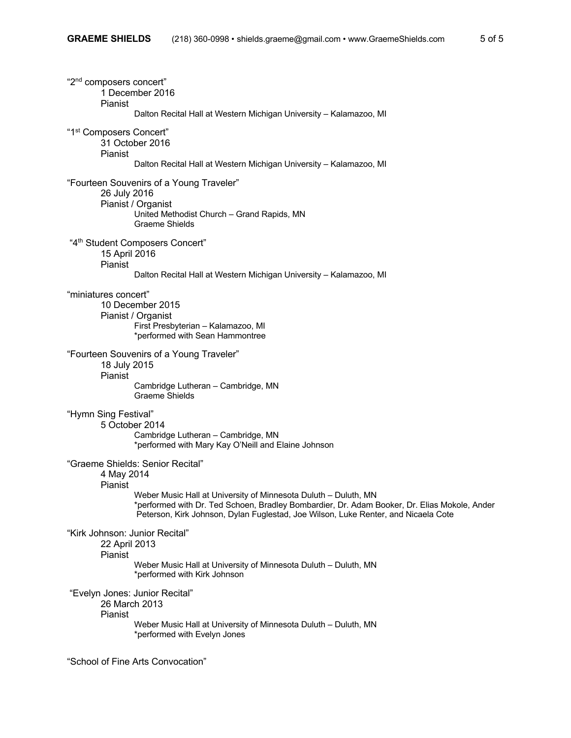"2nd composers concert"
1 December 2016
Pianist
Dalton Recital Hall at Western Michigan University – Kalamazoo, MI

"1st Composers Concert"
31 October 2016
Pianist
Dalton Recital Hall at Western Michigan University – Kalamazoo, MI

"Fourteen Souvenirs of a Young Traveler"
26 July 2016
Pianist / Organist
United Methodist Church – Grand Rapids, MN
Graeme Shields

"4th Student Composers Concert"
15 April 2016
Pianist
Dalton Recital Hall at Western Michigan University – Kalamazoo, MI

"miniatures concert"
10 December 2015
Pianist / Organist
First Presbyterian – Kalamazoo, MI
*performed with Sean Hammontree

"Fourteen Souvenirs of a Young Traveler"
18 July 2015
Pianist
Cambridge Lutheran – Cambridge, MN
Graeme Shields

"Hymn Sing Festival"
5 October 2014
Cambridge Lutheran – Cambridge, MN
*performed with Mary Kay O'Neill and Elaine Johnson

"Graeme Shields: Senior Recital"
4 May 2014
Pianist
Weber Music Hall at University of Minnesota Duluth – Duluth, MN
*performed with Dr. Ted Schoen, Bradley Bombardier, Dr. Adam Booker, Dr. Elias Mokole, Ander Peterson, Kirk Johnson, Dylan Fuglestad, Joe Wilson, Luke Renter, and Nicaela Cote

"Kirk Johnson: Junior Recital"
22 April 2013
Pianist
Weber Music Hall at University of Minnesota Duluth – Duluth, MN
*performed with Kirk Johnson

"Evelyn Jones: Junior Recital"
26 March 2013
Pianist
Weber Music Hall at University of Minnesota Duluth – Duluth, MN
*performed with Evelyn Jones

"School of Fine Arts Convocation"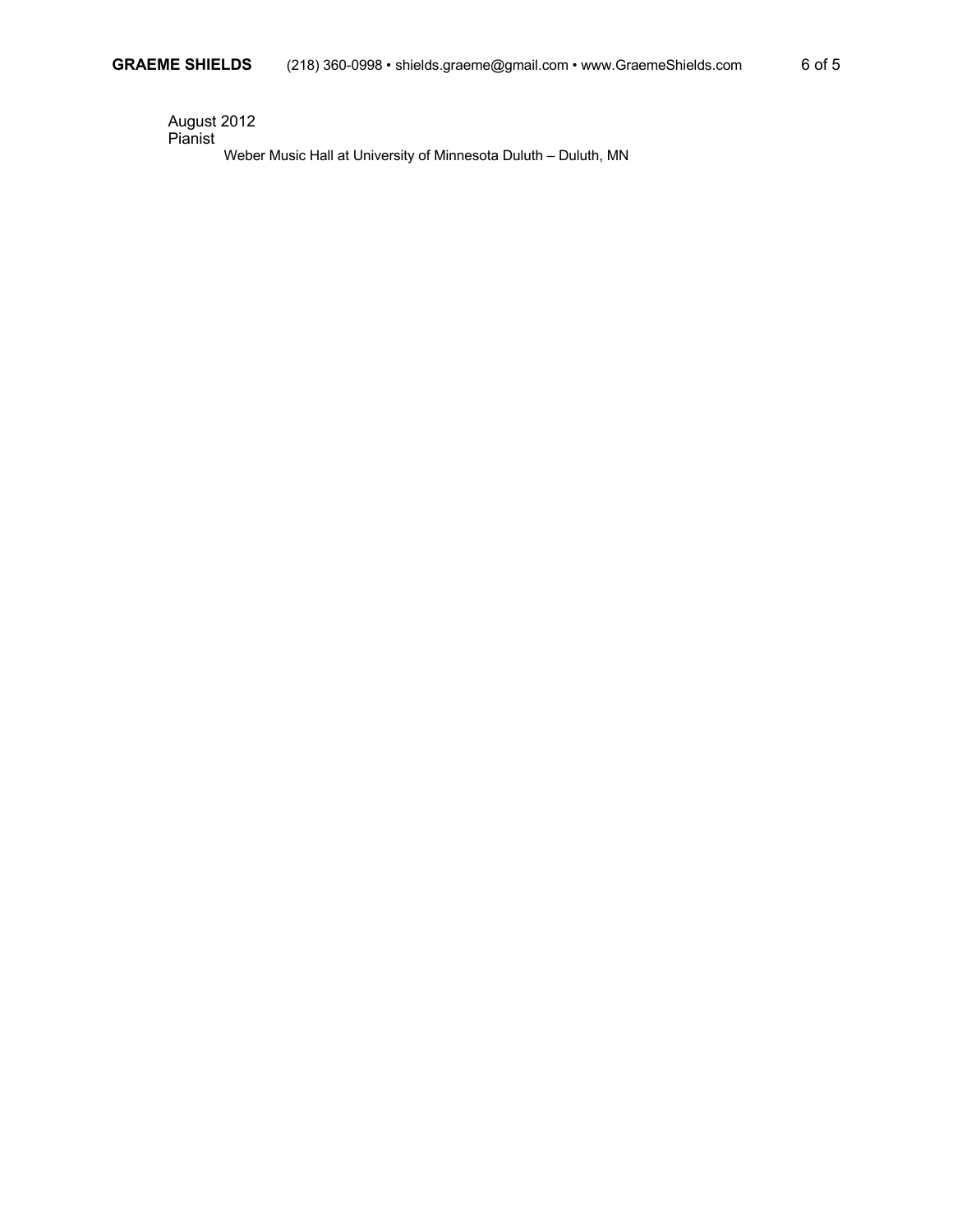August 2012
Pianist
Weber Music Hall at University of Minnesota Duluth – Duluth, MN